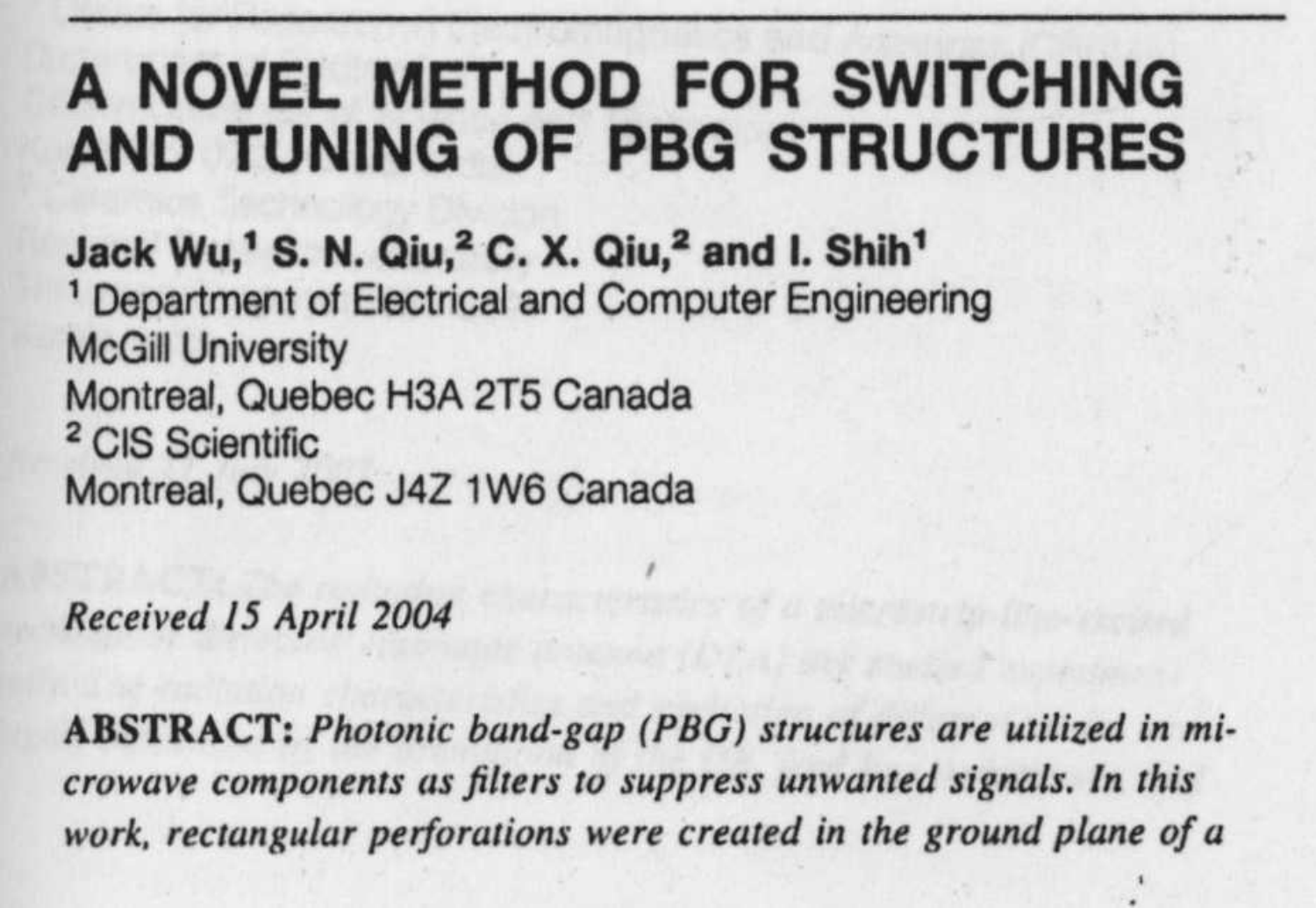# A NOVEL METHOD FOR SWITCHING AND TUNING OF PBG STRUCTURES

**Jack Wu,[1] S. N. Qiu,[2] C. X. Qiu,[2] and I. Shih[1]**

[1] Department of Electrical and Computer Engineering
McGill University
Montreal, Quebec H3A 2T5 Canada

[2] CIS Scientific
Montreal, Quebec J4Z 1W6 Canada

*Received 15 April 2004*

**ABSTRACT:** *Photonic band-gap (PBG) structures are utilized in microwave components as filters to suppress unwanted signals. In this work, rectangular perforations were created in the ground plane of a*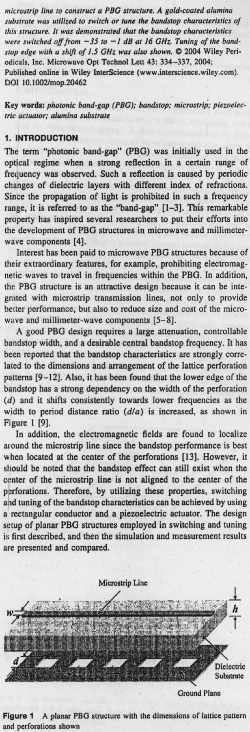*microstrip line to construct a PBG structure. A gold-coated alumina substrate was utilized to switch or tune the bandstop characteristics of this structure. It was demonstrated that the bandstop characteristics were switched off from −35 to −1 dB at 16 GHz. Tuning of the bandstop edge with a shift of 1.5 GHz was also shown.* © 2004 Wiley Periodicals, Inc. Microwave Opt Technol Lett 43: 334–337, 2004; Published online in Wiley InterScience (www.interscience.wiley.com). DOI 10.1002/mop.20462

**Key words:** *photonic band-gap (PBG); bandstop; microstrip; piezoelectric actuator; alumina substrate*

## 1. INTRODUCTION

The term "photonic band-gap" (PBG) was initially used in the optical regime when a strong reflection in a certain range of frequency was observed. Such a reflection is caused by periodic changes of dielectric layers with different index of refractions. Since the propagation of light is prohibited in such a frequency range, it is referred to as the "band-gap" [1–3]. This remarkable property has inspired several researchers to put their efforts into the development of PBG structures in microwave and millimeter-wave components [4].

Interest has been paid to microwave PBG structures because of their extraordinary features, for example, prohibiting electromagnetic waves to travel in frequencies within the PBG. In addition, the PBG structure is an attractive design because it can be integrated with microstrip transmission lines, not only to provide better performance, but also to reduce size and cost of the microwave and millimeter-wave components [5–8].

A good PBG design requires a large attenuation, controllable bandstop width, and a desirable central bandstop frequency. It has been reported that the bandstop characteristics are strongly correlated to the dimensions and arrangement of the lattice perforation patterns [9–12]. Also, it has been found that the lower edge of the bandstop has a strong dependency on the width of the perforation ($d$) and it shifts consistently towards lower frequencies as the width to period distance ratio ($d/a$) is increased, as shown in Figure 1 [9].

In addition, the electromagnetic fields are found to localize around the microstrip line since the bandstop performance is best when located at the center of the perforations [13]. However, it should be noted that the bandstop effect can still exist when the center of the microstrip line is not aligned to the center of the perforations. Therefore, by utilizing these properties, switching and tuning of the bandstop characteristics can be achieved by using a rectangular conductor and a piezoelectric actuator. The design setup of planar PBG structures employed in switching and tuning is first described, and then the simulation and measurement results are presented and compared.

**Figure 1** A planar PBG structure with the dimensions of lattice pattern and perforations shown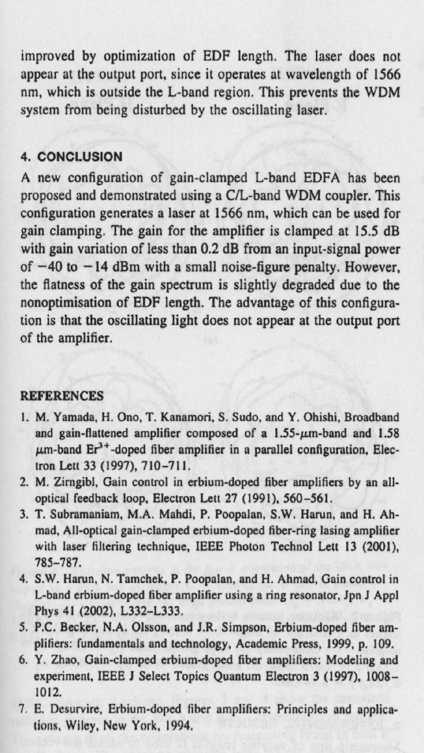improved by optimization of EDF length. The laser does not appear at the output port, since it operates at wavelength of 1566 nm, which is outside the L-band region. This prevents the WDM system from being disturbed by the oscillating laser.

## 4. CONCLUSION

A new configuration of gain-clamped L-band EDFA has been proposed and demonstrated using a C/L-band WDM coupler. This configuration generates a laser at 1566 nm, which can be used for gain clamping. The gain for the amplifier is clamped at 15.5 dB with gain variation of less than 0.2 dB from an input-signal power of −40 to −14 dBm with a small noise-figure penalty. However, the flatness of the gain spectrum is slightly degraded due to the nonoptimisation of EDF length. The advantage of this configuration is that the oscillating light does not appear at the output port of the amplifier.

## REFERENCES

1. M. Yamada, H. Ono, T. Kanamori, S. Sudo, and Y. Ohishi, Broadband and gain-flattened amplifier composed of a 1.55-$\mu$m-band and 1.58 $\mu$m-band $Er^{3+}$-doped fiber amplifier in a parallel configuration, Electron Lett 33 (1997), 710–711.
2. M. Zirngibl, Gain control in erbium-doped fiber amplifiers by an all-optical feedback loop, Electron Lett 27 (1991), 560–561.
3. T. Subramaniam, M.A. Mahdi, P. Poopalan, S.W. Harun, and H. Ahmad, All-optical gain-clamped erbium-doped fiber-ring lasing amplifier with laser filtering technique, IEEE Photon Technol Lett 13 (2001), 785–787.
4. S.W. Harun, N. Tamchek, P. Poopalan, and H. Ahmad, Gain control in L-band erbium-doped fiber amplifier using a ring resonator, Jpn J Appl Phys 41 (2002), L332–L333.
5. P.C. Becker, N.A. Olsson, and J.R. Simpson, Erbium-doped fiber amplifiers: fundamentals and technology, Academic Press, 1999, p. 109.
6. Y. Zhao, Gain-clamped erbium-doped fiber amplifiers: Modeling and experiment, IEEE J Select Topics Quantum Electron 3 (1997), 1008–1012.
7. E. Desurvire, Erbium-doped fiber amplifiers: Principles and applications, Wiley, New York, 1994.